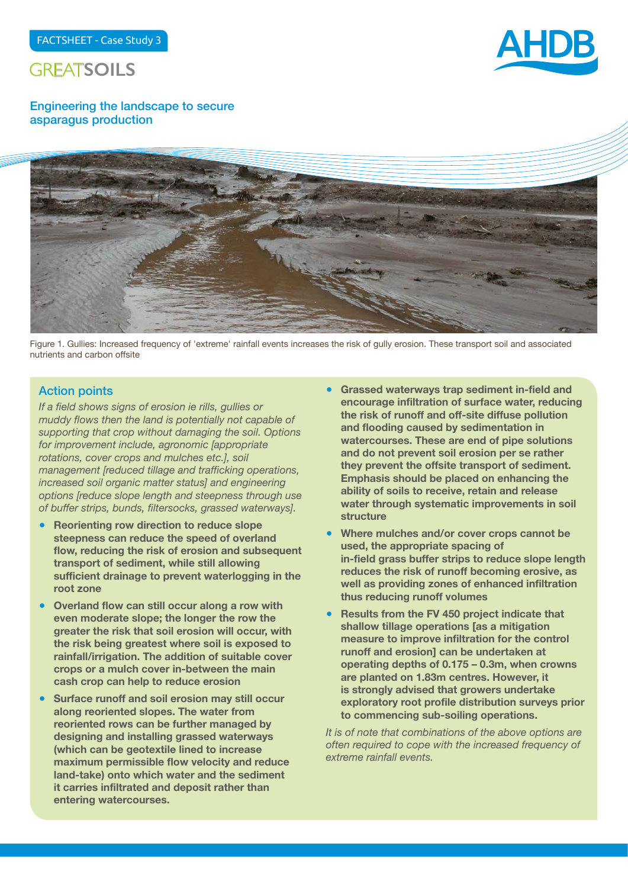FACTSHEET - Case Study 3

GREATSOILS

# Engineering the landscape to secure asparagus production

Figure 1. Gullies: Increased frequency of 'extreme' rainfall events increases the risk of gully erosion. These transport soil and associated nutrients and carbon offsite

## Action points

*If a field shows signs of erosion ie rills, gullies or muddy flows then the land is potentially not capable of supporting that crop without damaging the soil. Options for improvement include, agronomic [appropriate rotations, cover crops and mulches etc.], soil management [reduced tillage and trafficking operations, increased soil organic matter status] and engineering options [reduce slope length and steepness through use of buffer strips, bunds, filtersocks, grassed waterways].*

- **Reorienting row direction to reduce slope steepness can reduce the speed of overland flow, reducing the risk of erosion and subsequent transport of sediment, while still allowing sufficient drainage to prevent waterlogging in the root zone**
- **Overland flow can still occur along a row with even moderate slope; the longer the row the greater the risk that soil erosion will occur, with the risk being greatest where soil is exposed to rainfall/irrigation. The addition of suitable cover crops or a mulch cover in-between the main cash crop can help to reduce erosion**
- **Surface runoff and soil erosion may still occur along reoriented slopes. The water from reoriented rows can be further managed by designing and installing grassed waterways (which can be geotextile lined to increase maximum permissible flow velocity and reduce land-take) onto which water and the sediment it carries infiltrated and deposit rather than entering watercourses.**
- **Grassed waterways trap sediment in-field and encourage infiltration of surface water, reducing the risk of runoff and off-site diffuse pollution and flooding caused by sedimentation in watercourses. These are end of pipe solutions and do not prevent soil erosion per se rather they prevent the offsite transport of sediment. Emphasis should be placed on enhancing the ability of soils to receive, retain and release water through systematic improvements in soil structure**
- **Where mulches and/or cover crops cannot be used, the appropriate spacing of in-field grass buffer strips to reduce slope length reduces the risk of runoff becoming erosive, as well as providing zones of enhanced infiltration thus reducing runoff volumes**
- **Results from the FV 450 project indicate that shallow tillage operations [as a mitigation measure to improve infiltration for the control runoff and erosion] can be undertaken at operating depths of 0.175 – 0.3m, when crowns are planted on 1.83m centres. However, it is strongly advised that growers undertake exploratory root profile distribution surveys prior to commencing sub-soiling operations.**

*It is of note that combinations of the above options are often required to cope with the increased frequency of extreme rainfall events.*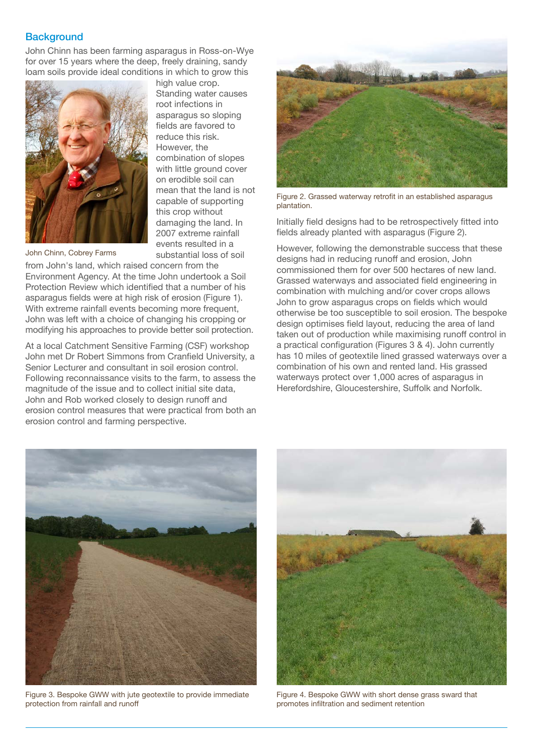## Background

John Chinn has been farming asparagus in Ross-on-Wye for over 15 years where the deep, freely draining, sandy loam soils provide ideal conditions in which to grow this high value crop. Standing water causes root infections in asparagus so sloping fields are favored to reduce this risk. However, the combination of slopes with little ground cover on erodible soil can mean that the land is not capable of supporting this crop without damaging the land. In 2007 extreme rainfall events resulted in a substantial loss of soil from John's land, which raised concern from the Environment Agency. At the time John undertook a Soil Protection Review which identified that a number of his asparagus fields were at high risk of erosion (Figure 1). With extreme rainfall events becoming more frequent, John was left with a choice of changing his cropping or modifying his approaches to provide better soil protection.

John Chinn, Cobrey Farms

At a local Catchment Sensitive Farming (CSF) workshop John met Dr Robert Simmons from Cranfield University, a Senior Lecturer and consultant in soil erosion control. Following reconnaissance visits to the farm, to assess the magnitude of the issue and to collect initial site data, John and Rob worked closely to design runoff and erosion control measures that were practical from both an erosion control and farming perspective.

Figure 2. Grassed waterway retrofit in an established asparagus plantation.

Initially field designs had to be retrospectively fitted into fields already planted with asparagus (Figure 2).

However, following the demonstrable success that these designs had in reducing runoff and erosion, John commissioned them for over 500 hectares of new land. Grassed waterways and associated field engineering in combination with mulching and/or cover crops allows John to grow asparagus crops on fields which would otherwise be too susceptible to soil erosion. The bespoke design optimises field layout, reducing the area of land taken out of production while maximising runoff control in a practical configuration (Figures 3 & 4). John currently has 10 miles of geotextile lined grassed waterways over a combination of his own and rented land. His grassed waterways protect over 1,000 acres of asparagus in Herefordshire, Gloucestershire, Suffolk and Norfolk.

Figure 3. Bespoke GWW with jute geotextile to provide immediate protection from rainfall and runoff

Figure 4. Bespoke GWW with short dense grass sward that promotes infiltration and sediment retention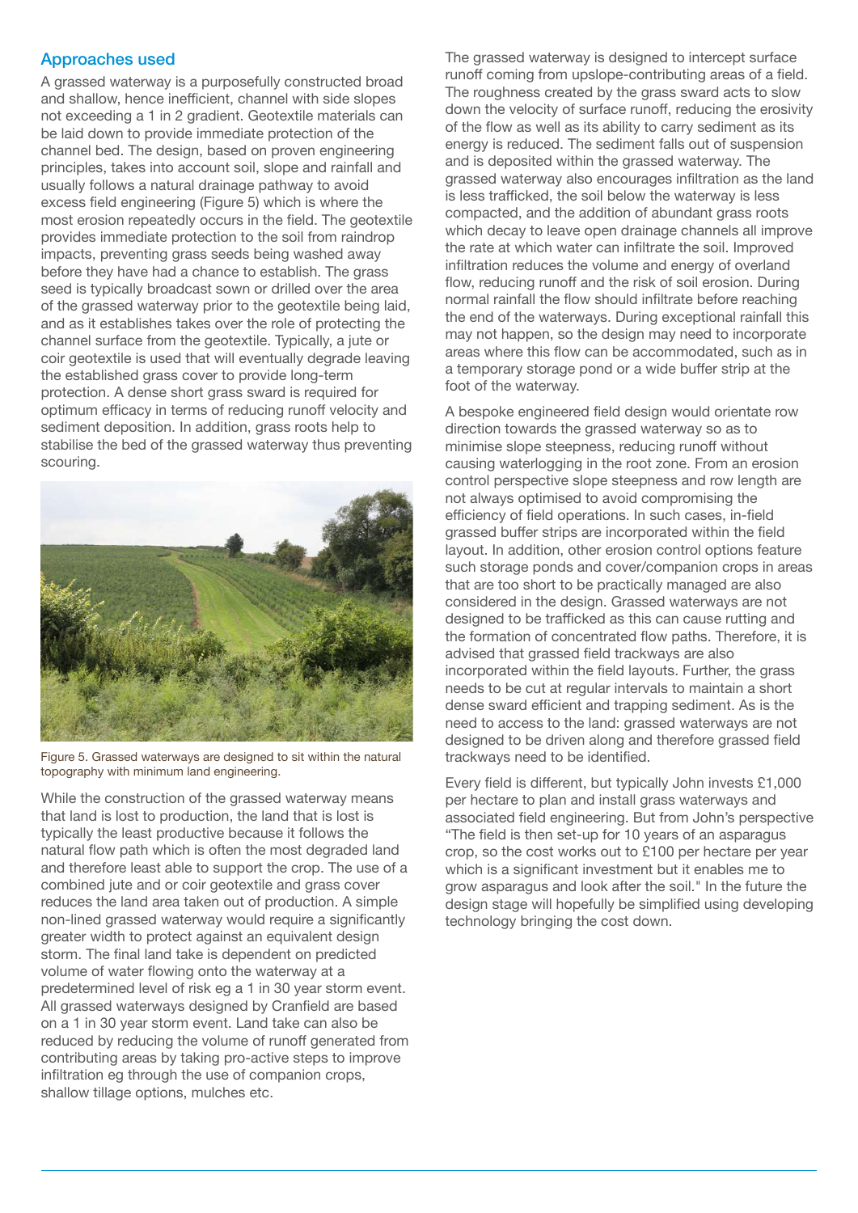## Approaches used

A grassed waterway is a purposefully constructed broad and shallow, hence inefficient, channel with side slopes not exceeding a 1 in 2 gradient. Geotextile materials can be laid down to provide immediate protection of the channel bed. The design, based on proven engineering principles, takes into account soil, slope and rainfall and usually follows a natural drainage pathway to avoid excess field engineering (Figure 5) which is where the most erosion repeatedly occurs in the field. The geotextile provides immediate protection to the soil from raindrop impacts, preventing grass seeds being washed away before they have had a chance to establish. The grass seed is typically broadcast sown or drilled over the area of the grassed waterway prior to the geotextile being laid, and as it establishes takes over the role of protecting the channel surface from the geotextile. Typically, a jute or coir geotextile is used that will eventually degrade leaving the established grass cover to provide long-term protection. A dense short grass sward is required for optimum efficacy in terms of reducing runoff velocity and sediment deposition. In addition, grass roots help to stabilise the bed of the grassed waterway thus preventing scouring.

Figure 5. Grassed waterways are designed to sit within the natural topography with minimum land engineering.

While the construction of the grassed waterway means that land is lost to production, the land that is lost is typically the least productive because it follows the natural flow path which is often the most degraded land and therefore least able to support the crop. The use of a combined jute and or coir geotextile and grass cover reduces the land area taken out of production. A simple non-lined grassed waterway would require a significantly greater width to protect against an equivalent design storm. The final land take is dependent on predicted volume of water flowing onto the waterway at a predetermined level of risk eg a 1 in 30 year storm event. All grassed waterways designed by Cranfield are based on a 1 in 30 year storm event. Land take can also be reduced by reducing the volume of runoff generated from contributing areas by taking pro-active steps to improve infiltration eg through the use of companion crops, shallow tillage options, mulches etc.

The grassed waterway is designed to intercept surface runoff coming from upslope-contributing areas of a field. The roughness created by the grass sward acts to slow down the velocity of surface runoff, reducing the erosivity of the flow as well as its ability to carry sediment as its energy is reduced. The sediment falls out of suspension and is deposited within the grassed waterway. The grassed waterway also encourages infiltration as the land is less trafficked, the soil below the waterway is less compacted, and the addition of abundant grass roots which decay to leave open drainage channels all improve the rate at which water can infiltrate the soil. Improved infiltration reduces the volume and energy of overland flow, reducing runoff and the risk of soil erosion. During normal rainfall the flow should infiltrate before reaching the end of the waterways. During exceptional rainfall this may not happen, so the design may need to incorporate areas where this flow can be accommodated, such as in a temporary storage pond or a wide buffer strip at the foot of the waterway.

A bespoke engineered field design would orientate row direction towards the grassed waterway so as to minimise slope steepness, reducing runoff without causing waterlogging in the root zone. From an erosion control perspective slope steepness and row length are not always optimised to avoid compromising the efficiency of field operations. In such cases, in-field grassed buffer strips are incorporated within the field layout. In addition, other erosion control options feature such storage ponds and cover/companion crops in areas that are too short to be practically managed are also considered in the design. Grassed waterways are not designed to be trafficked as this can cause rutting and the formation of concentrated flow paths. Therefore, it is advised that grassed field trackways are also incorporated within the field layouts. Further, the grass needs to be cut at regular intervals to maintain a short dense sward efficient and trapping sediment. As is the need to access to the land: grassed waterways are not designed to be driven along and therefore grassed field trackways need to be identified.

Every field is different, but typically John invests £1,000 per hectare to plan and install grass waterways and associated field engineering. But from John's perspective "The field is then set-up for 10 years of an asparagus crop, so the cost works out to £100 per hectare per year which is a significant investment but it enables me to grow asparagus and look after the soil." In the future the design stage will hopefully be simplified using developing technology bringing the cost down.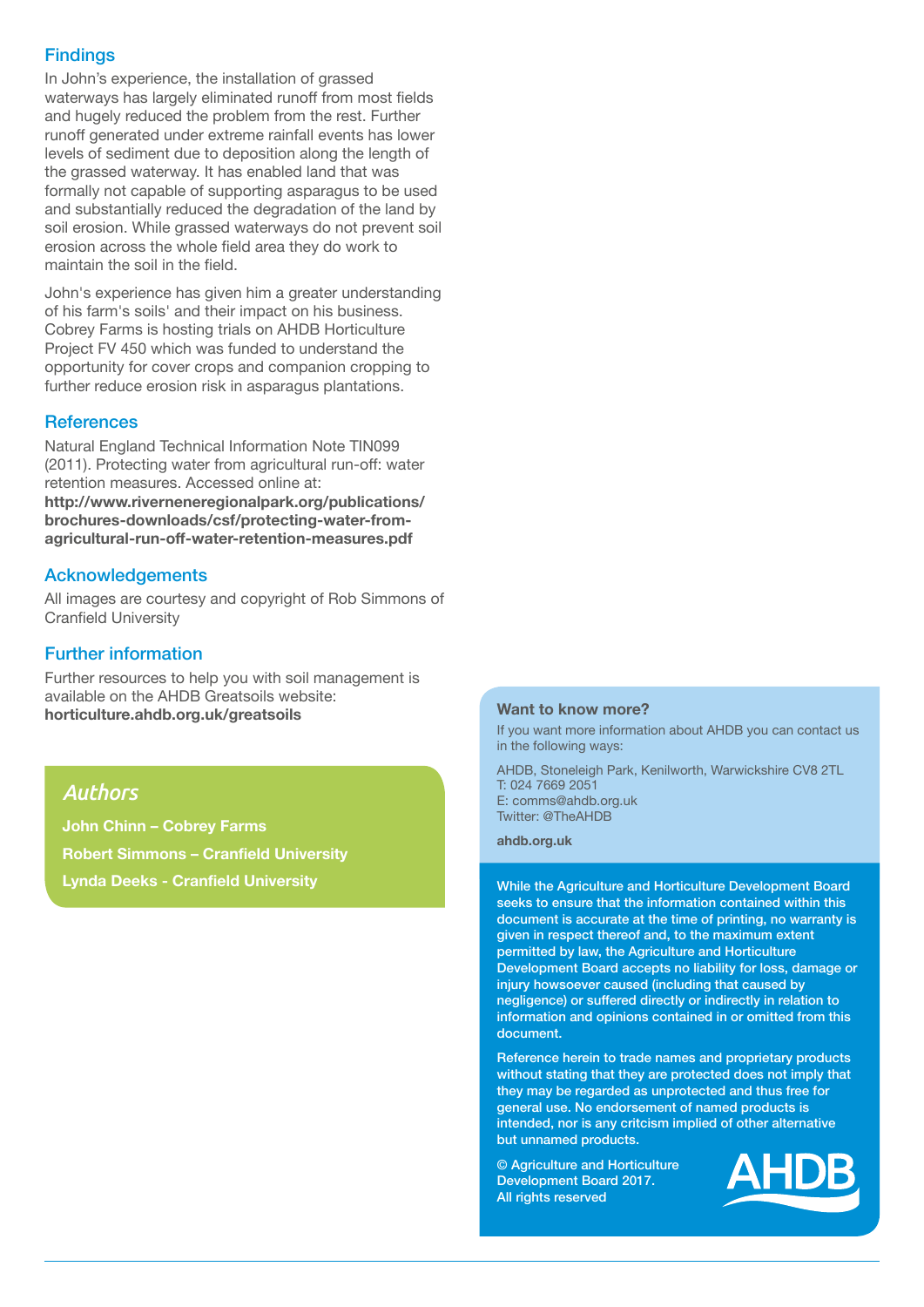## Findings

In John's experience, the installation of grassed waterways has largely eliminated runoff from most fields and hugely reduced the problem from the rest. Further runoff generated under extreme rainfall events has lower levels of sediment due to deposition along the length of the grassed waterway. It has enabled land that was formally not capable of supporting asparagus to be used and substantially reduced the degradation of the land by soil erosion. While grassed waterways do not prevent soil erosion across the whole field area they do work to maintain the soil in the field.

John's experience has given him a greater understanding of his farm's soils' and their impact on his business. Cobrey Farms is hosting trials on AHDB Horticulture Project FV 450 which was funded to understand the opportunity for cover crops and companion cropping to further reduce erosion risk in asparagus plantations.

## References

Natural England Technical Information Note TIN099 (2011). Protecting water from agricultural run-off: water retention measures. Accessed online at: **http://www.riverneneregionalpark.org/publications/brochures-downloads/csf/protecting-water-from-agricultural-run-off-water-retention-measures.pdf**

## Acknowledgements

All images are courtesy and copyright of Rob Simmons of Cranfield University

## Further information

Further resources to help you with soil management is available on the AHDB Greatsoils website: **horticulture.ahdb.org.uk/greatsoils**

## *Authors*

**John Chinn – Cobrey Farms**

**Robert Simmons – Cranfield University**

**Lynda Deeks - Cranfield University**

### Want to know more?

If you want more information about AHDB you can contact us in the following ways:

AHDB, Stoneleigh Park, Kenilworth, Warwickshire CV8 2TL
T: 024 7669 2051
E: comms@ahdb.org.uk
Twitter: @TheAHDB

**ahdb.org.uk**

While the Agriculture and Horticulture Development Board seeks to ensure that the information contained within this document is accurate at the time of printing, no warranty is given in respect thereof and, to the maximum extent permitted by law, the Agriculture and Horticulture Development Board accepts no liability for loss, damage or injury howsoever caused (including that caused by negligence) or suffered directly or indirectly in relation to information and opinions contained in or omitted from this document.

Reference herein to trade names and proprietary products without stating that they are protected does not imply that they may be regarded as unprotected and thus free for general use. No endorsement of named products is intended, nor is any critcism implied of other alternative but unnamed products.

© Agriculture and Horticulture Development Board 2017. All rights reserved

AHDB